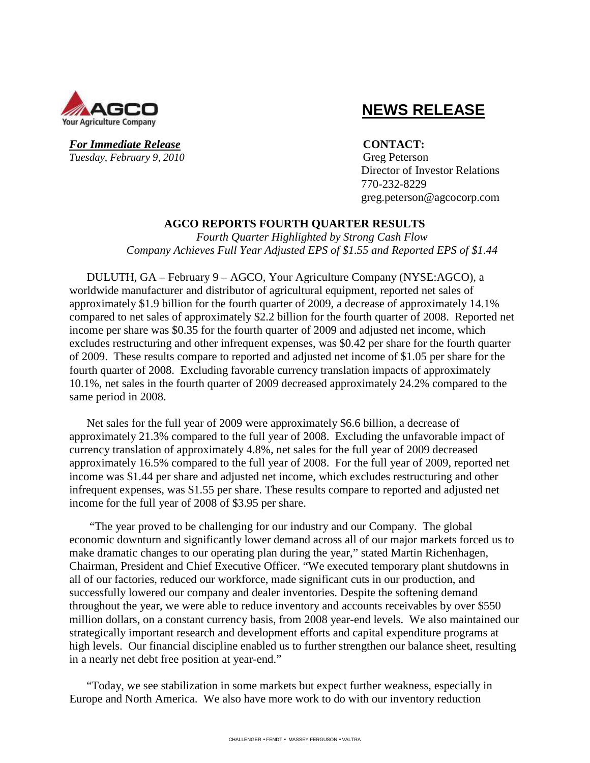AGCO
Your Agriculture Company

# NEWS RELEASE

***For Immediate Release***
*Tuesday, February 9, 2010*

**CONTACT:**
Greg Peterson
Director of Investor Relations
770-232-8229
greg.peterson@agcocorp.com

## AGCO REPORTS FOURTH QUARTER RESULTS

*Fourth Quarter Highlighted by Strong Cash Flow*
*Company Achieves Full Year Adjusted EPS of $1.55 and Reported EPS of $1.44*

DULUTH, GA – February 9 – AGCO, Your Agriculture Company (NYSE:AGCO), a worldwide manufacturer and distributor of agricultural equipment, reported net sales of approximately $1.9 billion for the fourth quarter of 2009, a decrease of approximately 14.1% compared to net sales of approximately $2.2 billion for the fourth quarter of 2008. Reported net income per share was $0.35 for the fourth quarter of 2009 and adjusted net income, which excludes restructuring and other infrequent expenses, was $0.42 per share for the fourth quarter of 2009. These results compare to reported and adjusted net income of $1.05 per share for the fourth quarter of 2008. Excluding favorable currency translation impacts of approximately 10.1%, net sales in the fourth quarter of 2009 decreased approximately 24.2% compared to the same period in 2008.

Net sales for the full year of 2009 were approximately $6.6 billion, a decrease of approximately 21.3% compared to the full year of 2008. Excluding the unfavorable impact of currency translation of approximately 4.8%, net sales for the full year of 2009 decreased approximately 16.5% compared to the full year of 2008. For the full year of 2009, reported net income was $1.44 per share and adjusted net income, which excludes restructuring and other infrequent expenses, was $1.55 per share. These results compare to reported and adjusted net income for the full year of 2008 of $3.95 per share.

"The year proved to be challenging for our industry and our Company. The global economic downturn and significantly lower demand across all of our major markets forced us to make dramatic changes to our operating plan during the year," stated Martin Richenhagen, Chairman, President and Chief Executive Officer. "We executed temporary plant shutdowns in all of our factories, reduced our workforce, made significant cuts in our production, and successfully lowered our company and dealer inventories. Despite the softening demand throughout the year, we were able to reduce inventory and accounts receivables by over $550 million dollars, on a constant currency basis, from 2008 year-end levels. We also maintained our strategically important research and development efforts and capital expenditure programs at high levels. Our financial discipline enabled us to further strengthen our balance sheet, resulting in a nearly net debt free position at year-end."

"Today, we see stabilization in some markets but expect further weakness, especially in Europe and North America. We also have more work to do with our inventory reduction

CHALLENGER • FENDT • MASSEY FERGUSON • VALTRA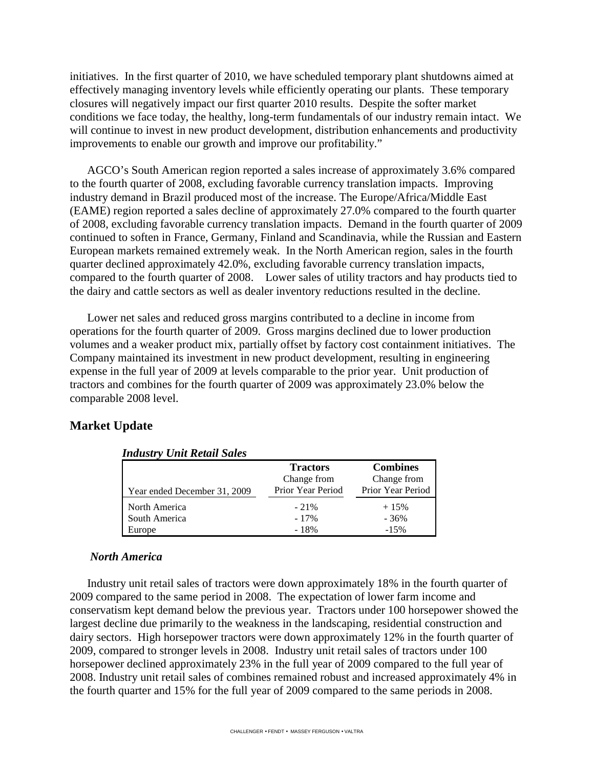initiatives. In the first quarter of 2010, we have scheduled temporary plant shutdowns aimed at effectively managing inventory levels while efficiently operating our plants. These temporary closures will negatively impact our first quarter 2010 results. Despite the softer market conditions we face today, the healthy, long-term fundamentals of our industry remain intact. We will continue to invest in new product development, distribution enhancements and productivity improvements to enable our growth and improve our profitability."

AGCO's South American region reported a sales increase of approximately 3.6% compared to the fourth quarter of 2008, excluding favorable currency translation impacts. Improving industry demand in Brazil produced most of the increase. The Europe/Africa/Middle East (EAME) region reported a sales decline of approximately 27.0% compared to the fourth quarter of 2008, excluding favorable currency translation impacts. Demand in the fourth quarter of 2009 continued to soften in France, Germany, Finland and Scandinavia, while the Russian and Eastern European markets remained extremely weak. In the North American region, sales in the fourth quarter declined approximately 42.0%, excluding favorable currency translation impacts, compared to the fourth quarter of 2008. Lower sales of utility tractors and hay products tied to the dairy and cattle sectors as well as dealer inventory reductions resulted in the decline.

Lower net sales and reduced gross margins contributed to a decline in income from operations for the fourth quarter of 2009. Gross margins declined due to lower production volumes and a weaker product mix, partially offset by factory cost containment initiatives. The Company maintained its investment in new product development, resulting in engineering expense in the full year of 2009 at levels comparable to the prior year. Unit production of tractors and combines for the fourth quarter of 2009 was approximately 23.0% below the comparable 2008 level.

## Market Update

***Industry Unit Retail Sales***

| Year ended December 31, 2009 | **Tractors** Change from Prior Year Period | **Combines** Change from Prior Year Period |
|---|---|---|
| North America | - 21% | + 15% |
| South America | - 17% | - 36% |
| Europe | - 18% | -15% |

### *North America*

Industry unit retail sales of tractors were down approximately 18% in the fourth quarter of 2009 compared to the same period in 2008. The expectation of lower farm income and conservatism kept demand below the previous year. Tractors under 100 horsepower showed the largest decline due primarily to the weakness in the landscaping, residential construction and dairy sectors. High horsepower tractors were down approximately 12% in the fourth quarter of 2009, compared to stronger levels in 2008. Industry unit retail sales of tractors under 100 horsepower declined approximately 23% in the full year of 2009 compared to the full year of 2008. Industry unit retail sales of combines remained robust and increased approximately 4% in the fourth quarter and 15% for the full year of 2009 compared to the same periods in 2008.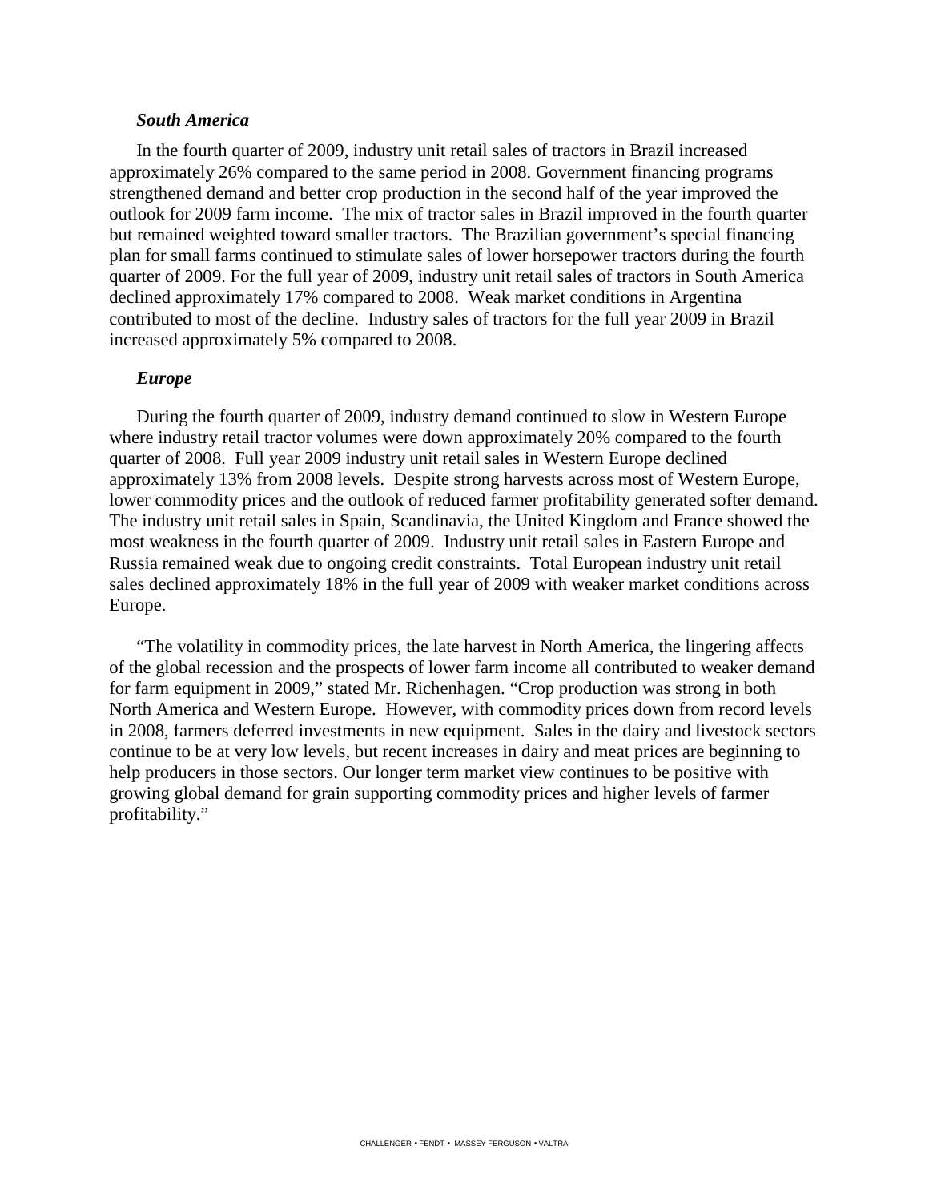***South America***

In the fourth quarter of 2009, industry unit retail sales of tractors in Brazil increased approximately 26% compared to the same period in 2008. Government financing programs strengthened demand and better crop production in the second half of the year improved the outlook for 2009 farm income. The mix of tractor sales in Brazil improved in the fourth quarter but remained weighted toward smaller tractors. The Brazilian government's special financing plan for small farms continued to stimulate sales of lower horsepower tractors during the fourth quarter of 2009. For the full year of 2009, industry unit retail sales of tractors in South America declined approximately 17% compared to 2008. Weak market conditions in Argentina contributed to most of the decline. Industry sales of tractors for the full year 2009 in Brazil increased approximately 5% compared to 2008.

***Europe***

During the fourth quarter of 2009, industry demand continued to slow in Western Europe where industry retail tractor volumes were down approximately 20% compared to the fourth quarter of 2008. Full year 2009 industry unit retail sales in Western Europe declined approximately 13% from 2008 levels. Despite strong harvests across most of Western Europe, lower commodity prices and the outlook of reduced farmer profitability generated softer demand. The industry unit retail sales in Spain, Scandinavia, the United Kingdom and France showed the most weakness in the fourth quarter of 2009. Industry unit retail sales in Eastern Europe and Russia remained weak due to ongoing credit constraints. Total European industry unit retail sales declined approximately 18% in the full year of 2009 with weaker market conditions across Europe.

"The volatility in commodity prices, the late harvest in North America, the lingering affects of the global recession and the prospects of lower farm income all contributed to weaker demand for farm equipment in 2009," stated Mr. Richenhagen. "Crop production was strong in both North America and Western Europe. However, with commodity prices down from record levels in 2008, farmers deferred investments in new equipment. Sales in the dairy and livestock sectors continue to be at very low levels, but recent increases in dairy and meat prices are beginning to help producers in those sectors. Our longer term market view continues to be positive with growing global demand for grain supporting commodity prices and higher levels of farmer profitability."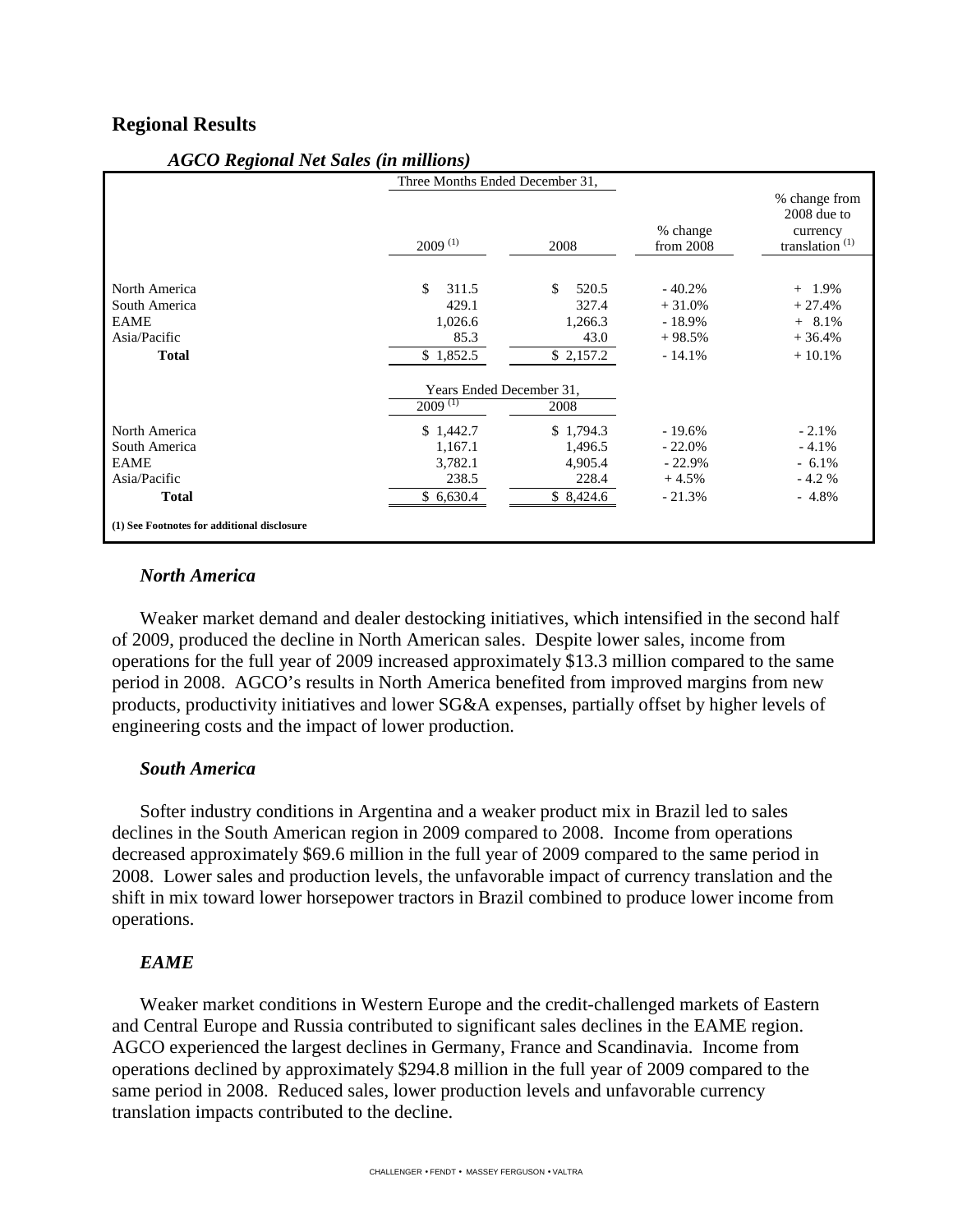## Regional Results

### *AGCO Regional Net Sales (in millions)*

| | Three Months Ended December 31, | | | |
|---|---|---|---|---|
| | 2009 (1) | 2008 | % change from 2008 | % change from 2008 due to currency translation (1) |
| North America | $ 311.5 | $ 520.5 | - 40.2% | + 1.9% |
| South America | 429.1 | 327.4 | + 31.0% | + 27.4% |
| EAME | 1,026.6 | 1,266.3 | - 18.9% | + 8.1% |
| Asia/Pacific | 85.3 | 43.0 | + 98.5% | + 36.4% |
| **Total** | $ 1,852.5 | $ 2,157.2 | - 14.1% | + 10.1% |
| | **Years Ended December 31,** | | | |
| | 2009 (1) | 2008 | | |
| North America | $ 1,442.7 | $ 1,794.3 | - 19.6% | - 2.1% |
| South America | 1,167.1 | 1,496.5 | - 22.0% | - 4.1% |
| EAME | 3,782.1 | 4,905.4 | - 22.9% | - 6.1% |
| Asia/Pacific | 238.5 | 228.4 | + 4.5% | - 4.2 % |
| **Total** | $ 6,630.4 | $ 8,424.6 | - 21.3% | - 4.8% |

**(1) See Footnotes for additional disclosure**

### *North America*

Weaker market demand and dealer destocking initiatives, which intensified in the second half of 2009, produced the decline in North American sales. Despite lower sales, income from operations for the full year of 2009 increased approximately $13.3 million compared to the same period in 2008. AGCO's results in North America benefited from improved margins from new products, productivity initiatives and lower SG&A expenses, partially offset by higher levels of engineering costs and the impact of lower production.

### *South America*

Softer industry conditions in Argentina and a weaker product mix in Brazil led to sales declines in the South American region in 2009 compared to 2008. Income from operations decreased approximately $69.6 million in the full year of 2009 compared to the same period in 2008. Lower sales and production levels, the unfavorable impact of currency translation and the shift in mix toward lower horsepower tractors in Brazil combined to produce lower income from operations.

### *EAME*

Weaker market conditions in Western Europe and the credit-challenged markets of Eastern and Central Europe and Russia contributed to significant sales declines in the EAME region. AGCO experienced the largest declines in Germany, France and Scandinavia. Income from operations declined by approximately $294.8 million in the full year of 2009 compared to the same period in 2008. Reduced sales, lower production levels and unfavorable currency translation impacts contributed to the decline.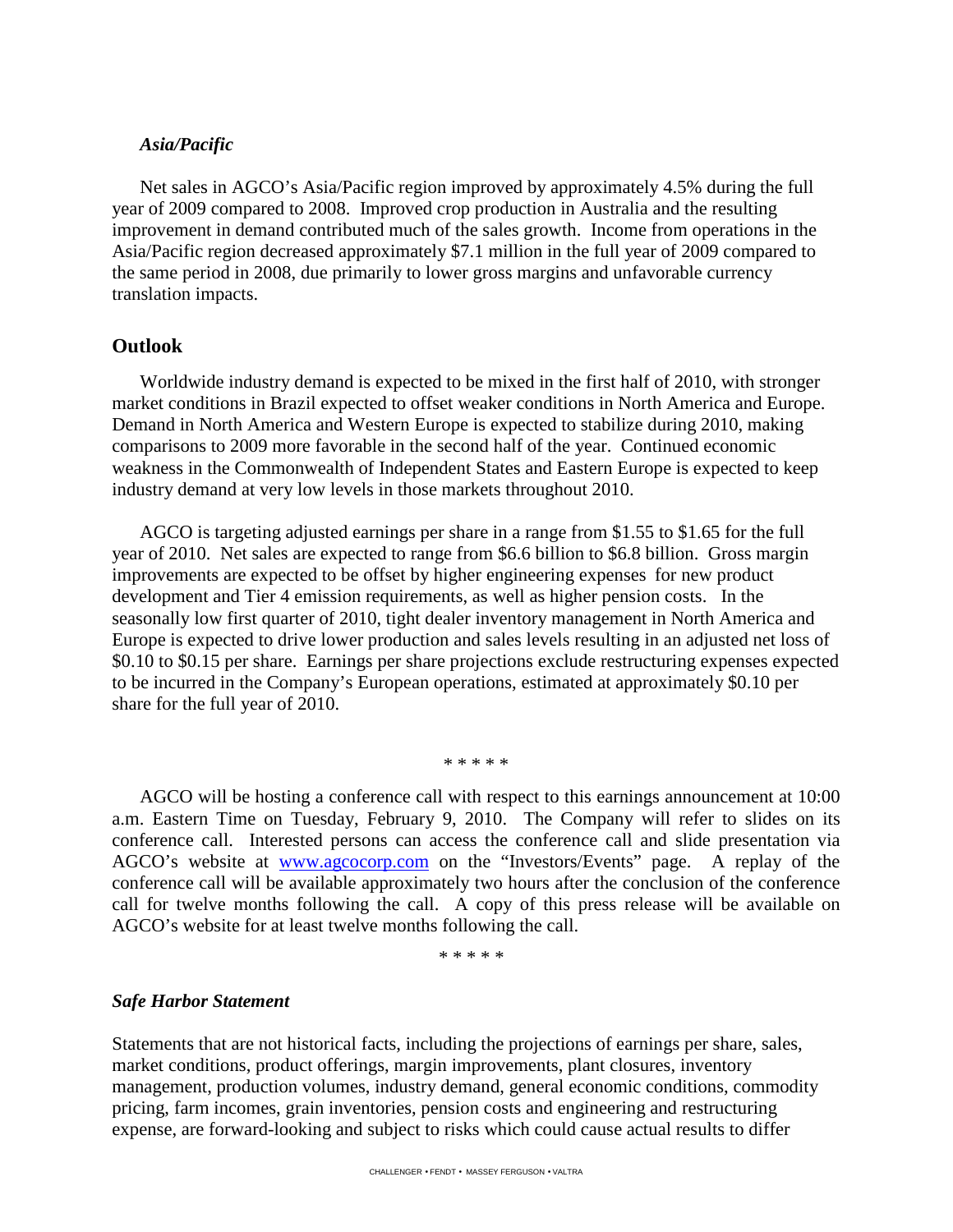### *Asia/Pacific*

Net sales in AGCO's Asia/Pacific region improved by approximately 4.5% during the full year of 2009 compared to 2008. Improved crop production in Australia and the resulting improvement in demand contributed much of the sales growth. Income from operations in the Asia/Pacific region decreased approximately $7.1 million in the full year of 2009 compared to the same period in 2008, due primarily to lower gross margins and unfavorable currency translation impacts.

## Outlook

Worldwide industry demand is expected to be mixed in the first half of 2010, with stronger market conditions in Brazil expected to offset weaker conditions in North America and Europe. Demand in North America and Western Europe is expected to stabilize during 2010, making comparisons to 2009 more favorable in the second half of the year. Continued economic weakness in the Commonwealth of Independent States and Eastern Europe is expected to keep industry demand at very low levels in those markets throughout 2010.

AGCO is targeting adjusted earnings per share in a range from $1.55 to $1.65 for the full year of 2010. Net sales are expected to range from $6.6 billion to $6.8 billion. Gross margin improvements are expected to be offset by higher engineering expenses for new product development and Tier 4 emission requirements, as well as higher pension costs. In the seasonally low first quarter of 2010, tight dealer inventory management in North America and Europe is expected to drive lower production and sales levels resulting in an adjusted net loss of $0.10 to $0.15 per share. Earnings per share projections exclude restructuring expenses expected to be incurred in the Company's European operations, estimated at approximately $0.10 per share for the full year of 2010.

\* \* \* \* \*

AGCO will be hosting a conference call with respect to this earnings announcement at 10:00 a.m. Eastern Time on Tuesday, February 9, 2010. The Company will refer to slides on its conference call. Interested persons can access the conference call and slide presentation via AGCO's website at www.agcocorp.com on the "Investors/Events" page. A replay of the conference call will be available approximately two hours after the conclusion of the conference call for twelve months following the call. A copy of this press release will be available on AGCO's website for at least twelve months following the call.

\* \* \* \* \*

### *Safe Harbor Statement*

Statements that are not historical facts, including the projections of earnings per share, sales, market conditions, product offerings, margin improvements, plant closures, inventory management, production volumes, industry demand, general economic conditions, commodity pricing, farm incomes, grain inventories, pension costs and engineering and restructuring expense, are forward-looking and subject to risks which could cause actual results to differ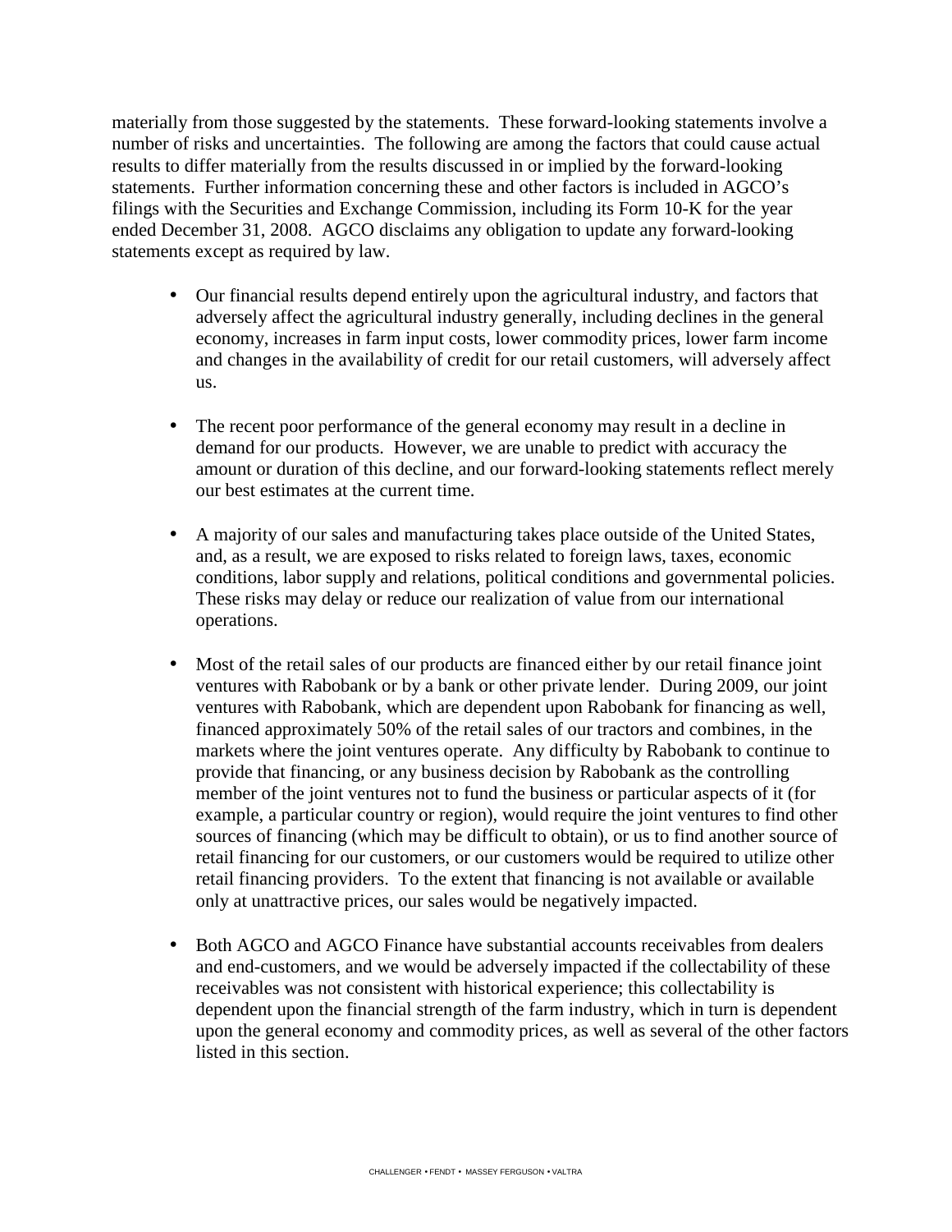materially from those suggested by the statements. These forward-looking statements involve a number of risks and uncertainties. The following are among the factors that could cause actual results to differ materially from the results discussed in or implied by the forward-looking statements. Further information concerning these and other factors is included in AGCO's filings with the Securities and Exchange Commission, including its Form 10-K for the year ended December 31, 2008. AGCO disclaims any obligation to update any forward-looking statements except as required by law.

- Our financial results depend entirely upon the agricultural industry, and factors that adversely affect the agricultural industry generally, including declines in the general economy, increases in farm input costs, lower commodity prices, lower farm income and changes in the availability of credit for our retail customers, will adversely affect us.

- The recent poor performance of the general economy may result in a decline in demand for our products. However, we are unable to predict with accuracy the amount or duration of this decline, and our forward-looking statements reflect merely our best estimates at the current time.

- A majority of our sales and manufacturing takes place outside of the United States, and, as a result, we are exposed to risks related to foreign laws, taxes, economic conditions, labor supply and relations, political conditions and governmental policies. These risks may delay or reduce our realization of value from our international operations.

- Most of the retail sales of our products are financed either by our retail finance joint ventures with Rabobank or by a bank or other private lender. During 2009, our joint ventures with Rabobank, which are dependent upon Rabobank for financing as well, financed approximately 50% of the retail sales of our tractors and combines, in the markets where the joint ventures operate. Any difficulty by Rabobank to continue to provide that financing, or any business decision by Rabobank as the controlling member of the joint ventures not to fund the business or particular aspects of it (for example, a particular country or region), would require the joint ventures to find other sources of financing (which may be difficult to obtain), or us to find another source of retail financing for our customers, or our customers would be required to utilize other retail financing providers. To the extent that financing is not available or available only at unattractive prices, our sales would be negatively impacted.

- Both AGCO and AGCO Finance have substantial accounts receivables from dealers and end-customers, and we would be adversely impacted if the collectability of these receivables was not consistent with historical experience; this collectability is dependent upon the financial strength of the farm industry, which in turn is dependent upon the general economy and commodity prices, as well as several of the other factors listed in this section.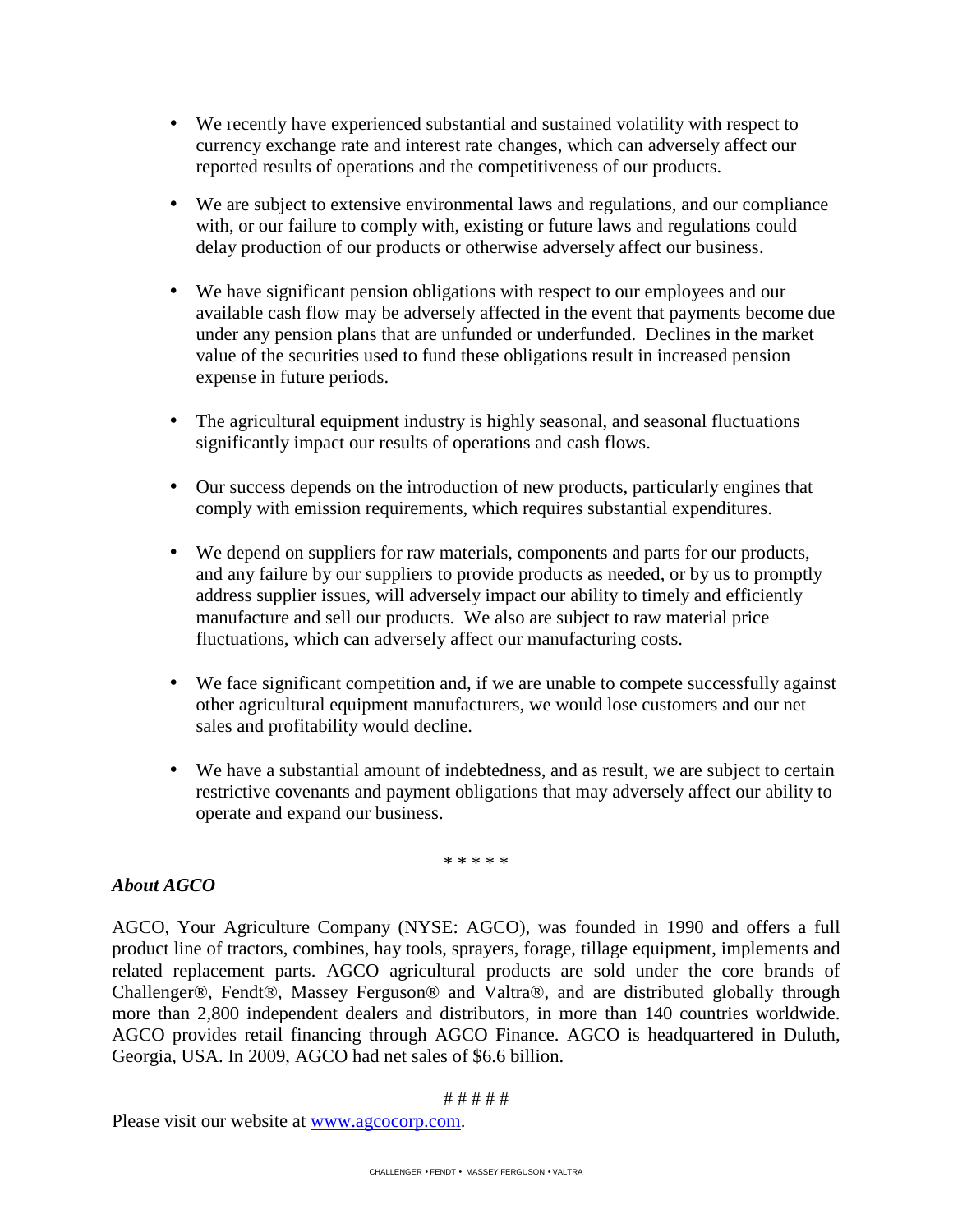- We recently have experienced substantial and sustained volatility with respect to currency exchange rate and interest rate changes, which can adversely affect our reported results of operations and the competitiveness of our products.

- We are subject to extensive environmental laws and regulations, and our compliance with, or our failure to comply with, existing or future laws and regulations could delay production of our products or otherwise adversely affect our business.

- We have significant pension obligations with respect to our employees and our available cash flow may be adversely affected in the event that payments become due under any pension plans that are unfunded or underfunded. Declines in the market value of the securities used to fund these obligations result in increased pension expense in future periods.

- The agricultural equipment industry is highly seasonal, and seasonal fluctuations significantly impact our results of operations and cash flows.

- Our success depends on the introduction of new products, particularly engines that comply with emission requirements, which requires substantial expenditures.

- We depend on suppliers for raw materials, components and parts for our products, and any failure by our suppliers to provide products as needed, or by us to promptly address supplier issues, will adversely impact our ability to timely and efficiently manufacture and sell our products. We also are subject to raw material price fluctuations, which can adversely affect our manufacturing costs.

- We face significant competition and, if we are unable to compete successfully against other agricultural equipment manufacturers, we would lose customers and our net sales and profitability would decline.

- We have a substantial amount of indebtedness, and as result, we are subject to certain restrictive covenants and payment obligations that may adversely affect our ability to operate and expand our business.

\* \* \* \* \*

***About AGCO***

AGCO, Your Agriculture Company (NYSE: AGCO), was founded in 1990 and offers a full product line of tractors, combines, hay tools, sprayers, forage, tillage equipment, implements and related replacement parts. AGCO agricultural products are sold under the core brands of Challenger®, Fendt®, Massey Ferguson® and Valtra®, and are distributed globally through more than 2,800 independent dealers and distributors, in more than 140 countries worldwide. AGCO provides retail financing through AGCO Finance. AGCO is headquartered in Duluth, Georgia, USA. In 2009, AGCO had net sales of $6.6 billion.

# # # # #

Please visit our website at [www.agcocorp.com](http://www.agcocorp.com).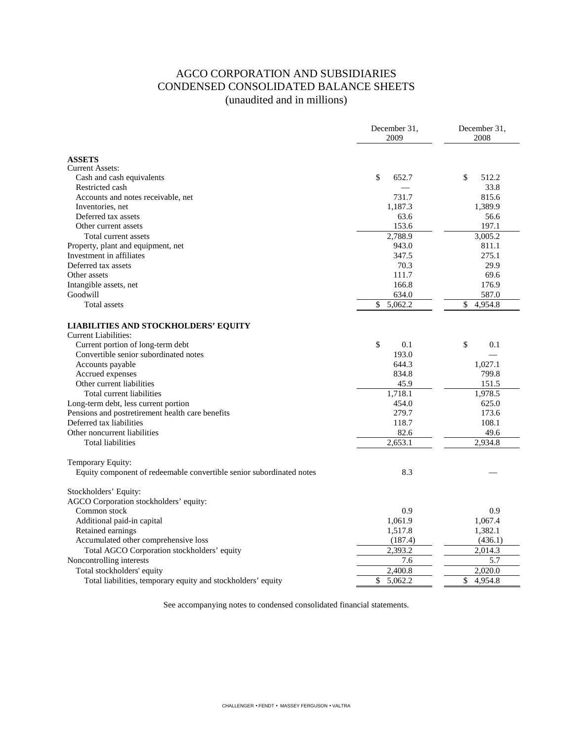# AGCO CORPORATION AND SUBSIDIARIES
## CONDENSED CONSOLIDATED BALANCE SHEETS
(unaudited and in millions)

| | December 31, 2009 | December 31, 2008 |
|---|---|---|
| **ASSETS** | | |
| Current Assets: | | |
| Cash and cash equivalents | $ 652.7 | $ 512.2 |
| Restricted cash | — | 33.8 |
| Accounts and notes receivable, net | 731.7 | 815.6 |
| Inventories, net | 1,187.3 | 1,389.9 |
| Deferred tax assets | 63.6 | 56.6 |
| Other current assets | 153.6 | 197.1 |
| Total current assets | 2,788.9 | 3,005.2 |
| Property, plant and equipment, net | 943.0 | 811.1 |
| Investment in affiliates | 347.5 | 275.1 |
| Deferred tax assets | 70.3 | 29.9 |
| Other assets | 111.7 | 69.6 |
| Intangible assets, net | 166.8 | 176.9 |
| Goodwill | 634.0 | 587.0 |
| Total assets | $ 5,062.2 | $ 4,954.8 |
| **LIABILITIES AND STOCKHOLDERS' EQUITY** | | |
| Current Liabilities: | | |
| Current portion of long-term debt | $ 0.1 | $ 0.1 |
| Convertible senior subordinated notes | 193.0 | — |
| Accounts payable | 644.3 | 1,027.1 |
| Accrued expenses | 834.8 | 799.8 |
| Other current liabilities | 45.9 | 151.5 |
| Total current liabilities | 1,718.1 | 1,978.5 |
| Long-term debt, less current portion | 454.0 | 625.0 |
| Pensions and postretirement health care benefits | 279.7 | 173.6 |
| Deferred tax liabilities | 118.7 | 108.1 |
| Other noncurrent liabilities | 82.6 | 49.6 |
| Total liabilities | 2,653.1 | 2,934.8 |
| Temporary Equity: | | |
| Equity component of redeemable convertible senior subordinated notes | 8.3 | — |
| Stockholders' Equity: | | |
| AGCO Corporation stockholders' equity: | | |
| Common stock | 0.9 | 0.9 |
| Additional paid-in capital | 1,061.9 | 1,067.4 |
| Retained earnings | 1,517.8 | 1,382.1 |
| Accumulated other comprehensive loss | (187.4) | (436.1) |
| Total AGCO Corporation stockholders' equity | 2,393.2 | 2,014.3 |
| Noncontrolling interests | 7.6 | 5.7 |
| Total stockholders' equity | 2,400.8 | 2,020.0 |
| Total liabilities, temporary equity and stockholders' equity | $ 5,062.2 | $ 4,954.8 |

See accompanying notes to condensed consolidated financial statements.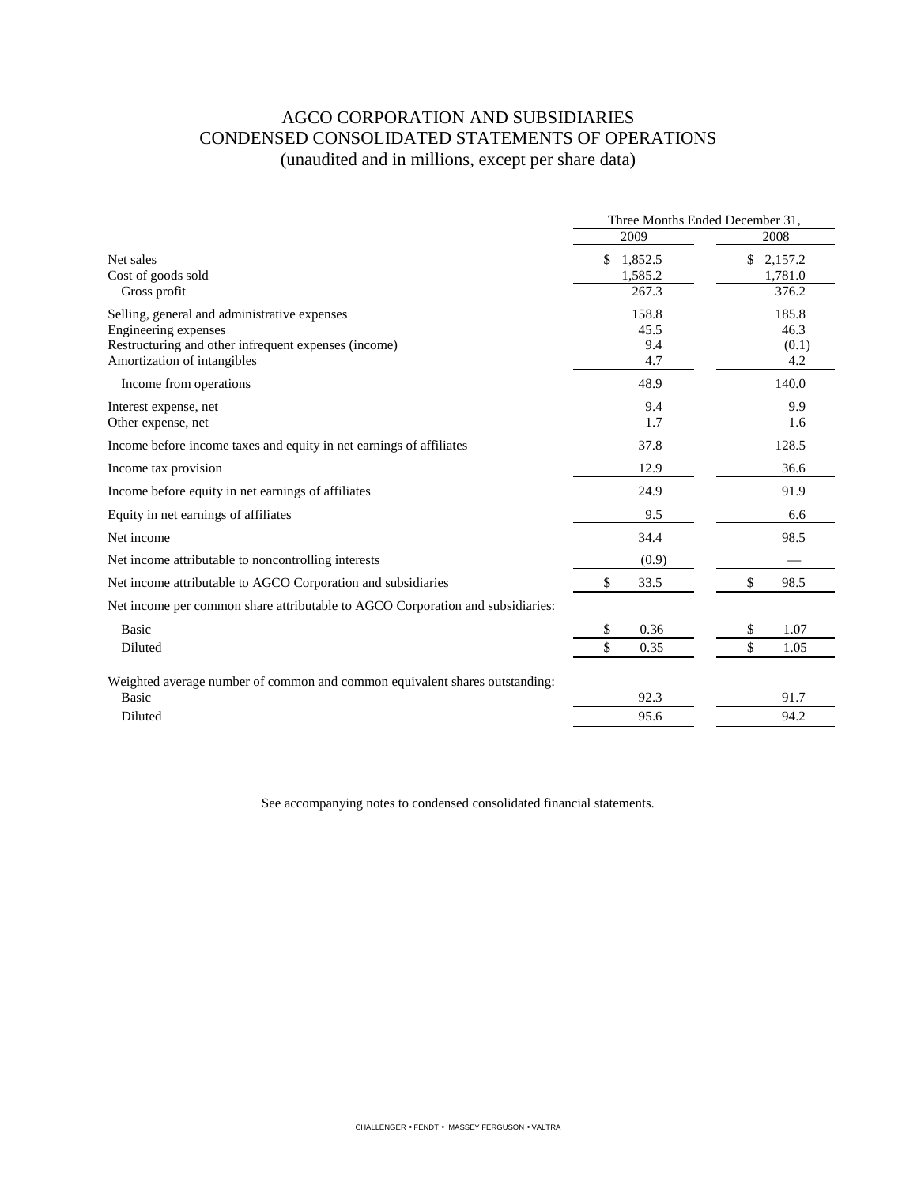# AGCO CORPORATION AND SUBSIDIARIES
## CONDENSED CONSOLIDATED STATEMENTS OF OPERATIONS
(unaudited and in millions, except per share data)

| | Three Months Ended December 31, | |
|---|---|---|
| | 2009 | 2008 |
| Net sales | $ 1,852.5 | $ 2,157.2 |
| Cost of goods sold | 1,585.2 | 1,781.0 |
| Gross profit | 267.3 | 376.2 |
| Selling, general and administrative expenses | 158.8 | 185.8 |
| Engineering expenses | 45.5 | 46.3 |
| Restructuring and other infrequent expenses (income) | 9.4 | (0.1) |
| Amortization of intangibles | 4.7 | 4.2 |
| Income from operations | 48.9 | 140.0 |
| Interest expense, net | 9.4 | 9.9 |
| Other expense, net | 1.7 | 1.6 |
| Income before income taxes and equity in net earnings of affiliates | 37.8 | 128.5 |
| Income tax provision | 12.9 | 36.6 |
| Income before equity in net earnings of affiliates | 24.9 | 91.9 |
| Equity in net earnings of affiliates | 9.5 | 6.6 |
| Net income | 34.4 | 98.5 |
| Net income attributable to noncontrolling interests | (0.9) | — |
| Net income attributable to AGCO Corporation and subsidiaries | $ 33.5 | $ 98.5 |
| Net income per common share attributable to AGCO Corporation and subsidiaries: | | |
| Basic | $ 0.36 | $ 1.07 |
| Diluted | $ 0.35 | $ 1.05 |
| Weighted average number of common and common equivalent shares outstanding: | | |
| Basic | 92.3 | 91.7 |
| Diluted | 95.6 | 94.2 |

See accompanying notes to condensed consolidated financial statements.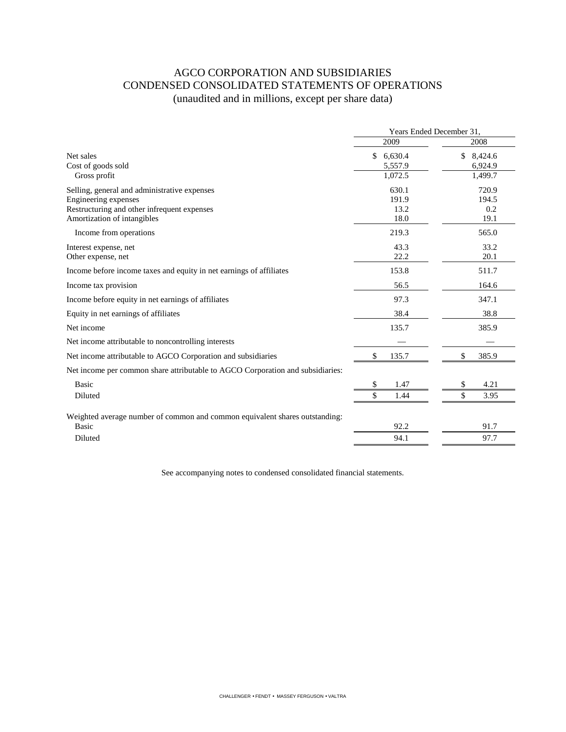# AGCO CORPORATION AND SUBSIDIARIES
## CONDENSED CONSOLIDATED STATEMENTS OF OPERATIONS
(unaudited and in millions, except per share data)

| | Years Ended December 31, | |
|---|---|---|
| | 2009 | 2008 |
| Net sales | $ 6,630.4 | $ 8,424.6 |
| Cost of goods sold | 5,557.9 | 6,924.9 |
| Gross profit | 1,072.5 | 1,499.7 |
| Selling, general and administrative expenses | 630.1 | 720.9 |
| Engineering expenses | 191.9 | 194.5 |
| Restructuring and other infrequent expenses | 13.2 | 0.2 |
| Amortization of intangibles | 18.0 | 19.1 |
| Income from operations | 219.3 | 565.0 |
| Interest expense, net | 43.3 | 33.2 |
| Other expense, net | 22.2 | 20.1 |
| Income before income taxes and equity in net earnings of affiliates | 153.8 | 511.7 |
| Income tax provision | 56.5 | 164.6 |
| Income before equity in net earnings of affiliates | 97.3 | 347.1 |
| Equity in net earnings of affiliates | 38.4 | 38.8 |
| Net income | 135.7 | 385.9 |
| Net income attributable to noncontrolling interests | — | — |
| Net income attributable to AGCO Corporation and subsidiaries | $ 135.7 | $ 385.9 |
| Net income per common share attributable to AGCO Corporation and subsidiaries: | | |
| Basic | $ 1.47 | $ 4.21 |
| Diluted | $ 1.44 | $ 3.95 |
| Weighted average number of common and common equivalent shares outstanding: | | |
| Basic | 92.2 | 91.7 |
| Diluted | 94.1 | 97.7 |

See accompanying notes to condensed consolidated financial statements.

CHALLENGER • FENDT • MASSEY FERGUSON • VALTRA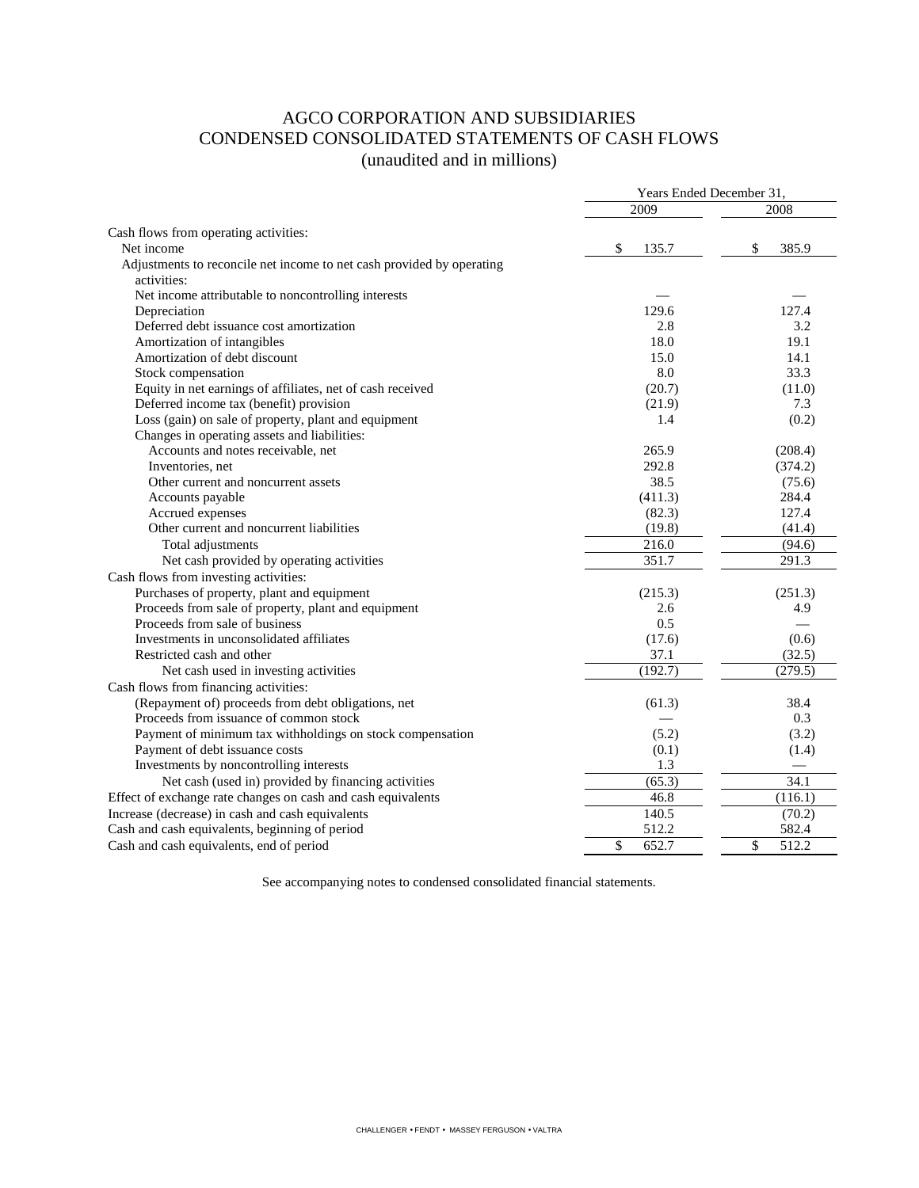# AGCO CORPORATION AND SUBSIDIARIES
## CONDENSED CONSOLIDATED STATEMENTS OF CASH FLOWS
### (unaudited and in millions)

| | Years Ended December 31, | |
|---|---|---|
| | 2009 | 2008 |
| Cash flows from operating activities: | | |
| Net income | $ 135.7 | $ 385.9 |
| Adjustments to reconcile net income to net cash provided by operating activities: | | |
| Net income attributable to noncontrolling interests | — | — |
| Depreciation | 129.6 | 127.4 |
| Deferred debt issuance cost amortization | 2.8 | 3.2 |
| Amortization of intangibles | 18.0 | 19.1 |
| Amortization of debt discount | 15.0 | 14.1 |
| Stock compensation | 8.0 | 33.3 |
| Equity in net earnings of affiliates, net of cash received | (20.7) | (11.0) |
| Deferred income tax (benefit) provision | (21.9) | 7.3 |
| Loss (gain) on sale of property, plant and equipment | 1.4 | (0.2) |
| Changes in operating assets and liabilities: | | |
| Accounts and notes receivable, net | 265.9 | (208.4) |
| Inventories, net | 292.8 | (374.2) |
| Other current and noncurrent assets | 38.5 | (75.6) |
| Accounts payable | (411.3) | 284.4 |
| Accrued expenses | (82.3) | 127.4 |
| Other current and noncurrent liabilities | (19.8) | (41.4) |
| Total adjustments | 216.0 | (94.6) |
| Net cash provided by operating activities | 351.7 | 291.3 |
| Cash flows from investing activities: | | |
| Purchases of property, plant and equipment | (215.3) | (251.3) |
| Proceeds from sale of property, plant and equipment | 2.6 | 4.9 |
| Proceeds from sale of business | 0.5 | — |
| Investments in unconsolidated affiliates | (17.6) | (0.6) |
| Restricted cash and other | 37.1 | (32.5) |
| Net cash used in investing activities | (192.7) | (279.5) |
| Cash flows from financing activities: | | |
| (Repayment of) proceeds from debt obligations, net | (61.3) | 38.4 |
| Proceeds from issuance of common stock | — | 0.3 |
| Payment of minimum tax withholdings on stock compensation | (5.2) | (3.2) |
| Payment of debt issuance costs | (0.1) | (1.4) |
| Investments by noncontrolling interests | 1.3 | — |
| Net cash (used in) provided by financing activities | (65.3) | 34.1 |
| Effect of exchange rate changes on cash and cash equivalents | 46.8 | (116.1) |
| Increase (decrease) in cash and cash equivalents | 140.5 | (70.2) |
| Cash and cash equivalents, beginning of period | 512.2 | 582.4 |
| Cash and cash equivalents, end of period | $ 652.7 | $ 512.2 |

See accompanying notes to condensed consolidated financial statements.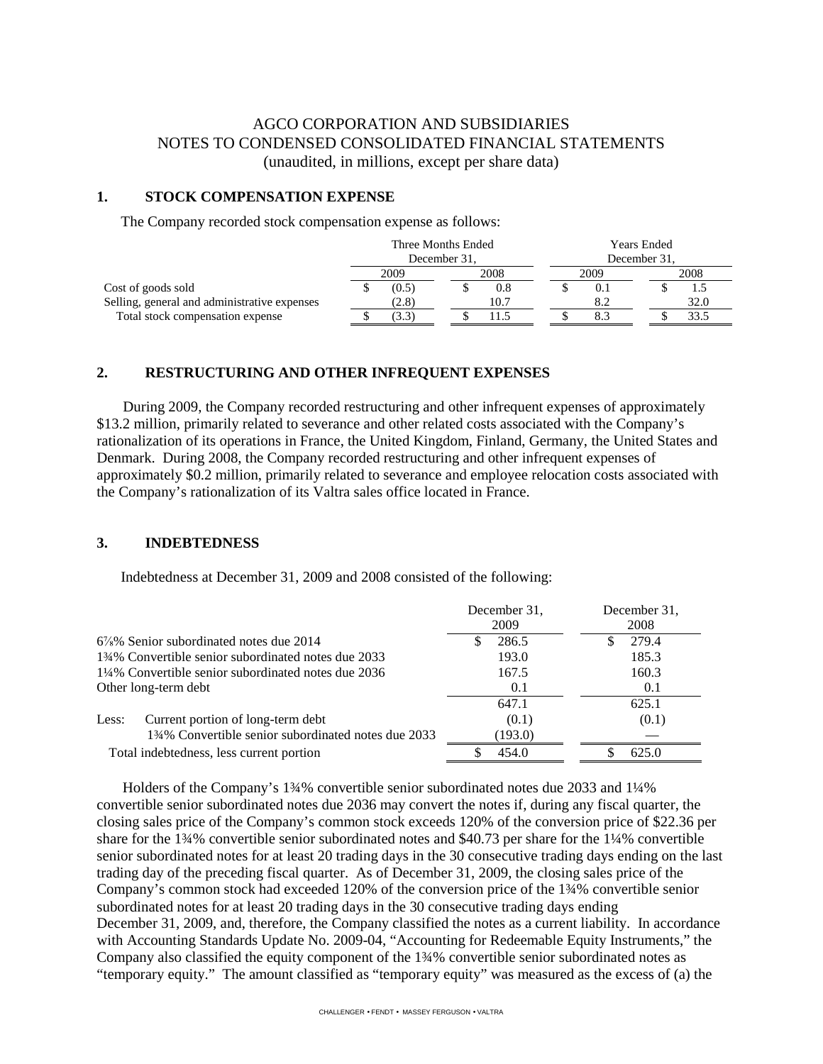# AGCO CORPORATION AND SUBSIDIARIES
# NOTES TO CONDENSED CONSOLIDATED FINANCIAL STATEMENTS
(unaudited, in millions, except per share data)

## 1. STOCK COMPENSATION EXPENSE

The Company recorded stock compensation expense as follows:

| | Three Months Ended December 31, | | Years Ended December 31, | |
|---|---|---|---|---|
| | 2009 | 2008 | 2009 | 2008 |
| Cost of goods sold | $ (0.5) | $ 0.8 | $ 0.1 | $ 1.5 |
| Selling, general and administrative expenses | (2.8) | 10.7 | 8.2 | 32.0 |
| Total stock compensation expense | $ (3.3) | $ 11.5 | $ 8.3 | $ 33.5 |

## 2. RESTRUCTURING AND OTHER INFREQUENT EXPENSES

During 2009, the Company recorded restructuring and other infrequent expenses of approximately $13.2 million, primarily related to severance and other related costs associated with the Company's rationalization of its operations in France, the United Kingdom, Finland, Germany, the United States and Denmark. During 2008, the Company recorded restructuring and other infrequent expenses of approximately $0.2 million, primarily related to severance and employee relocation costs associated with the Company's rationalization of its Valtra sales office located in France.

## 3. INDEBTEDNESS

Indebtedness at December 31, 2009 and 2008 consisted of the following:

| | December 31, 2009 | December 31, 2008 |
|---|---|---|
| 6⅞% Senior subordinated notes due 2014 | $ 286.5 | $ 279.4 |
| 1¾% Convertible senior subordinated notes due 2033 | 193.0 | 185.3 |
| 1¼% Convertible senior subordinated notes due 2036 | 167.5 | 160.3 |
| Other long-term debt | 0.1 | 0.1 |
| | 647.1 | 625.1 |
| Less: Current portion of long-term debt | (0.1) | (0.1) |
| 1¾% Convertible senior subordinated notes due 2033 | (193.0) | — |
| Total indebtedness, less current portion | $ 454.0 | $ 625.0 |

Holders of the Company's 1¾% convertible senior subordinated notes due 2033 and 1¼% convertible senior subordinated notes due 2036 may convert the notes if, during any fiscal quarter, the closing sales price of the Company's common stock exceeds 120% of the conversion price of $22.36 per share for the 1¾% convertible senior subordinated notes and $40.73 per share for the 1¼% convertible senior subordinated notes for at least 20 trading days in the 30 consecutive trading days ending on the last trading day of the preceding fiscal quarter. As of December 31, 2009, the closing sales price of the Company's common stock had exceeded 120% of the conversion price of the 1¾% convertible senior subordinated notes for at least 20 trading days in the 30 consecutive trading days ending December 31, 2009, and, therefore, the Company classified the notes as a current liability. In accordance with Accounting Standards Update No. 2009-04, "Accounting for Redeemable Equity Instruments," the Company also classified the equity component of the 1¾% convertible senior subordinated notes as "temporary equity." The amount classified as "temporary equity" was measured as the excess of (a) the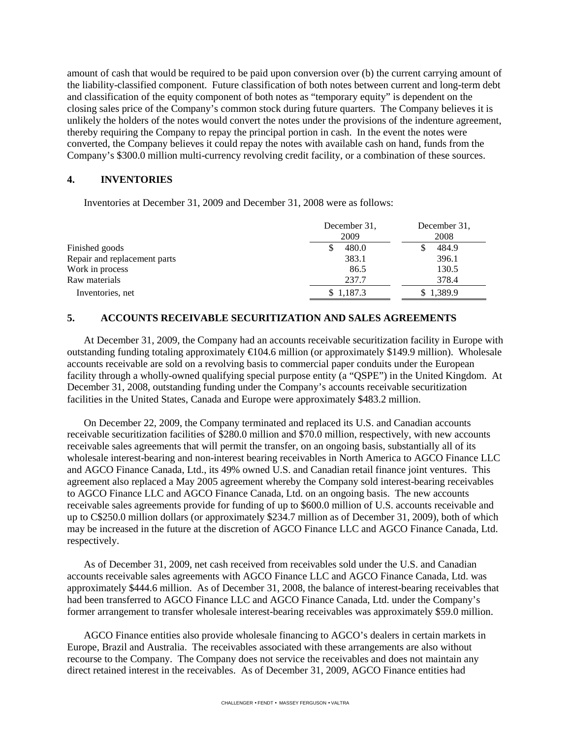amount of cash that would be required to be paid upon conversion over (b) the current carrying amount of the liability-classified component. Future classification of both notes between current and long-term debt and classification of the equity component of both notes as "temporary equity" is dependent on the closing sales price of the Company's common stock during future quarters. The Company believes it is unlikely the holders of the notes would convert the notes under the provisions of the indenture agreement, thereby requiring the Company to repay the principal portion in cash. In the event the notes were converted, the Company believes it could repay the notes with available cash on hand, funds from the Company's $300.0 million multi-currency revolving credit facility, or a combination of these sources.

## 4. INVENTORIES

Inventories at December 31, 2009 and December 31, 2008 were as follows:

| | December 31, 2009 | December 31, 2008 |
|---|---|---|
| Finished goods | $ 480.0 | $ 484.9 |
| Repair and replacement parts | 383.1 | 396.1 |
| Work in process | 86.5 | 130.5 |
| Raw materials | 237.7 | 378.4 |
| Inventories, net | $ 1,187.3 | $ 1,389.9 |

## 5. ACCOUNTS RECEIVABLE SECURITIZATION AND SALES AGREEMENTS

At December 31, 2009, the Company had an accounts receivable securitization facility in Europe with outstanding funding totaling approximately €104.6 million (or approximately $149.9 million). Wholesale accounts receivable are sold on a revolving basis to commercial paper conduits under the European facility through a wholly-owned qualifying special purpose entity (a "QSPE") in the United Kingdom. At December 31, 2008, outstanding funding under the Company's accounts receivable securitization facilities in the United States, Canada and Europe were approximately $483.2 million.

On December 22, 2009, the Company terminated and replaced its U.S. and Canadian accounts receivable securitization facilities of $280.0 million and $70.0 million, respectively, with new accounts receivable sales agreements that will permit the transfer, on an ongoing basis, substantially all of its wholesale interest-bearing and non-interest bearing receivables in North America to AGCO Finance LLC and AGCO Finance Canada, Ltd., its 49% owned U.S. and Canadian retail finance joint ventures. This agreement also replaced a May 2005 agreement whereby the Company sold interest-bearing receivables to AGCO Finance LLC and AGCO Finance Canada, Ltd. on an ongoing basis. The new accounts receivable sales agreements provide for funding of up to $600.0 million of U.S. accounts receivable and up to C$250.0 million dollars (or approximately $234.7 million as of December 31, 2009), both of which may be increased in the future at the discretion of AGCO Finance LLC and AGCO Finance Canada, Ltd. respectively.

As of December 31, 2009, net cash received from receivables sold under the U.S. and Canadian accounts receivable sales agreements with AGCO Finance LLC and AGCO Finance Canada, Ltd. was approximately $444.6 million. As of December 31, 2008, the balance of interest-bearing receivables that had been transferred to AGCO Finance LLC and AGCO Finance Canada, Ltd. under the Company's former arrangement to transfer wholesale interest-bearing receivables was approximately $59.0 million.

AGCO Finance entities also provide wholesale financing to AGCO's dealers in certain markets in Europe, Brazil and Australia. The receivables associated with these arrangements are also without recourse to the Company. The Company does not service the receivables and does not maintain any direct retained interest in the receivables. As of December 31, 2009, AGCO Finance entities had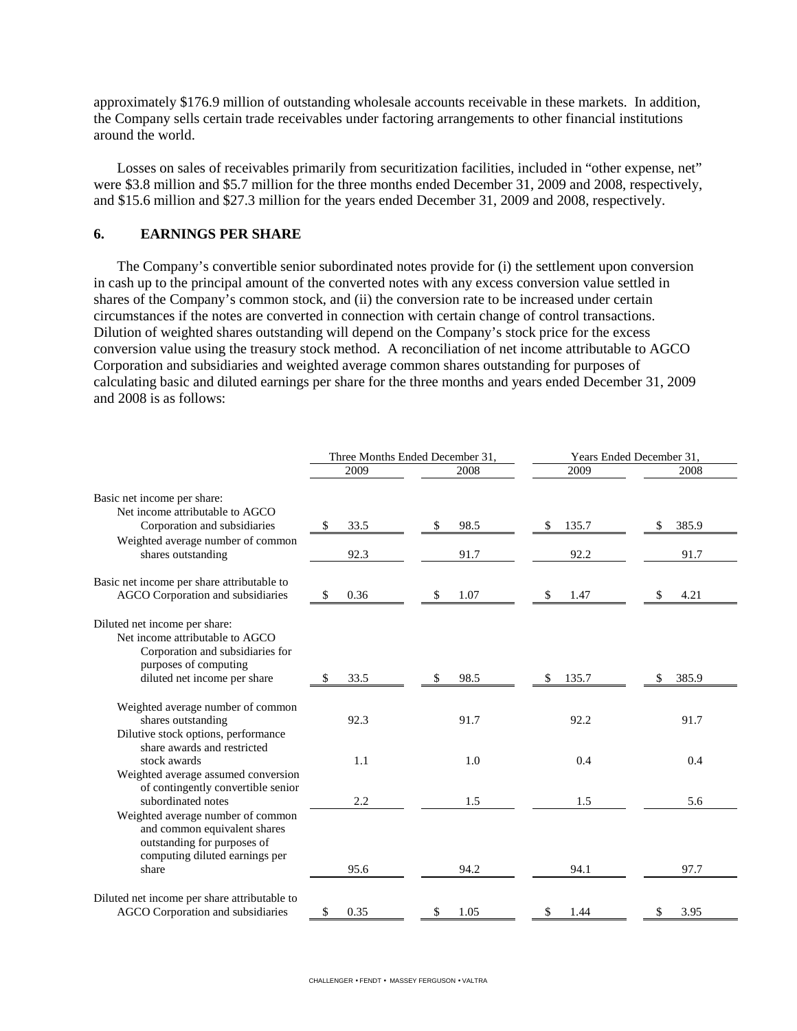approximately $176.9 million of outstanding wholesale accounts receivable in these markets. In addition, the Company sells certain trade receivables under factoring arrangements to other financial institutions around the world.

Losses on sales of receivables primarily from securitization facilities, included in "other expense, net" were $3.8 million and $5.7 million for the three months ended December 31, 2009 and 2008, respectively, and $15.6 million and $27.3 million for the years ended December 31, 2009 and 2008, respectively.

## 6. EARNINGS PER SHARE

The Company's convertible senior subordinated notes provide for (i) the settlement upon conversion in cash up to the principal amount of the converted notes with any excess conversion value settled in shares of the Company's common stock, and (ii) the conversion rate to be increased under certain circumstances if the notes are converted in connection with certain change of control transactions. Dilution of weighted shares outstanding will depend on the Company's stock price for the excess conversion value using the treasury stock method. A reconciliation of net income attributable to AGCO Corporation and subsidiaries and weighted average common shares outstanding for purposes of calculating basic and diluted earnings per share for the three months and years ended December 31, 2009 and 2008 is as follows:

| | Three Months Ended December 31, | | Years Ended December 31, | |
|---|---|---|---|---|
| | 2009 | 2008 | 2009 | 2008 |
| Basic net income per share: | | | | |
| Net income attributable to AGCO Corporation and subsidiaries | $ 33.5 | $ 98.5 | $ 135.7 | $ 385.9 |
| Weighted average number of common shares outstanding | 92.3 | 91.7 | 92.2 | 91.7 |
| Basic net income per share attributable to AGCO Corporation and subsidiaries | $ 0.36 | $ 1.07 | $ 1.47 | $ 4.21 |
| Diluted net income per share: | | | | |
| Net income attributable to AGCO Corporation and subsidiaries for purposes of computing diluted net income per share | $ 33.5 | $ 98.5 | $ 135.7 | $ 385.9 |
| Weighted average number of common shares outstanding | 92.3 | 91.7 | 92.2 | 91.7 |
| Dilutive stock options, performance share awards and restricted stock awards | 1.1 | 1.0 | 0.4 | 0.4 |
| Weighted average assumed conversion of contingently convertible senior subordinated notes | 2.2 | 1.5 | 1.5 | 5.6 |
| Weighted average number of common and common equivalent shares outstanding for purposes of computing diluted earnings per share | 95.6 | 94.2 | 94.1 | 97.7 |
| Diluted net income per share attributable to AGCO Corporation and subsidiaries | $ 0.35 | $ 1.05 | $ 1.44 | $ 3.95 |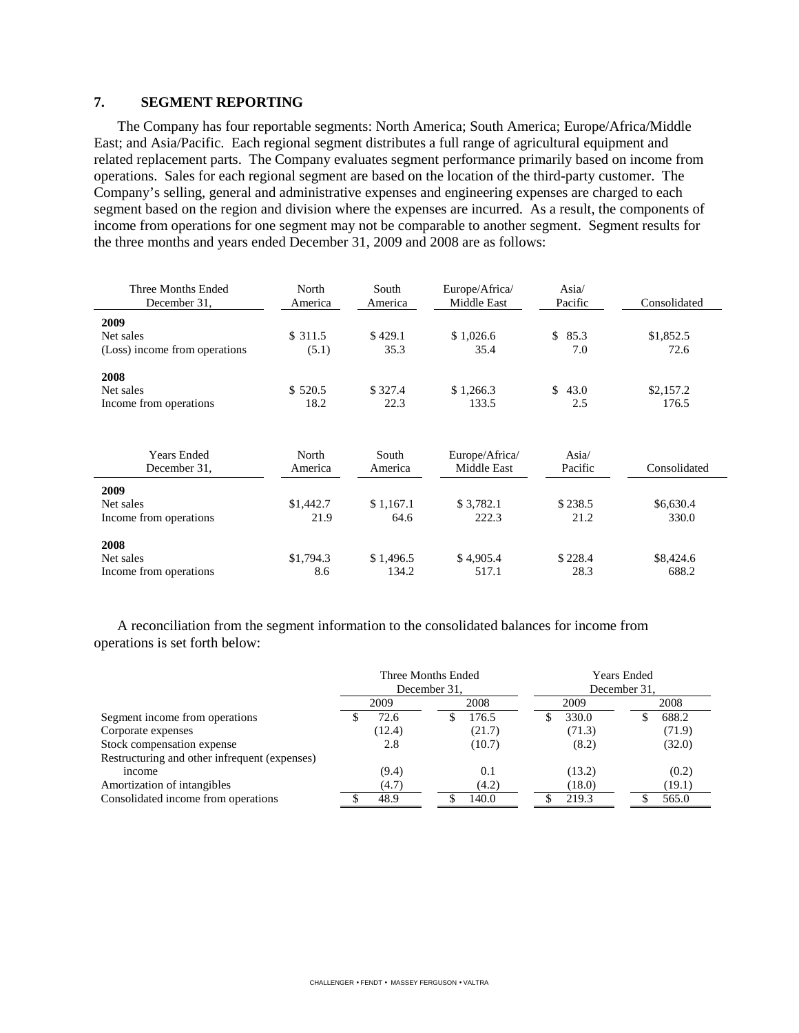## 7. SEGMENT REPORTING

The Company has four reportable segments: North America; South America; Europe/Africa/Middle East; and Asia/Pacific. Each regional segment distributes a full range of agricultural equipment and related replacement parts. The Company evaluates segment performance primarily based on income from operations. Sales for each regional segment are based on the location of the third-party customer. The Company's selling, general and administrative expenses and engineering expenses are charged to each segment based on the region and division where the expenses are incurred. As a result, the components of income from operations for one segment may not be comparable to another segment. Segment results for the three months and years ended December 31, 2009 and 2008 are as follows:

| Three Months Ended December 31, | North America | South America | Europe/Africa/ Middle East | Asia/ Pacific | Consolidated |
|---|---|---|---|---|---|
| **2009** | | | | | |
| Net sales | $ 311.5 | $ 429.1 | $ 1,026.6 | $ 85.3 | $1,852.5 |
| (Loss) income from operations | (5.1) | 35.3 | 35.4 | 7.0 | 72.6 |
| **2008** | | | | | |
| Net sales | $ 520.5 | $ 327.4 | $ 1,266.3 | $ 43.0 | $2,157.2 |
| Income from operations | 18.2 | 22.3 | 133.5 | 2.5 | 176.5 |

| Years Ended December 31, | North America | South America | Europe/Africa/ Middle East | Asia/ Pacific | Consolidated |
|---|---|---|---|---|---|
| **2009** | | | | | |
| Net sales | $1,442.7 | $ 1,167.1 | $ 3,782.1 | $ 238.5 | $6,630.4 |
| Income from operations | 21.9 | 64.6 | 222.3 | 21.2 | 330.0 |
| **2008** | | | | | |
| Net sales | $1,794.3 | $ 1,496.5 | $ 4,905.4 | $ 228.4 | $8,424.6 |
| Income from operations | 8.6 | 134.2 | 517.1 | 28.3 | 688.2 |

A reconciliation from the segment information to the consolidated balances for income from operations is set forth below:

| | Three Months Ended December 31, | | Years Ended December 31, | |
|---|---|---|---|---|
| | 2009 | 2008 | 2009 | 2008 |
| Segment income from operations | $ 72.6 | $ 176.5 | $ 330.0 | $ 688.2 |
| Corporate expenses | (12.4) | (21.7) | (71.3) | (71.9) |
| Stock compensation expense | 2.8 | (10.7) | (8.2) | (32.0) |
| Restructuring and other infrequent (expenses) income | (9.4) | 0.1 | (13.2) | (0.2) |
| Amortization of intangibles | (4.7) | (4.2) | (18.0) | (19.1) |
| Consolidated income from operations | $ 48.9 | $ 140.0 | $ 219.3 | $ 565.0 |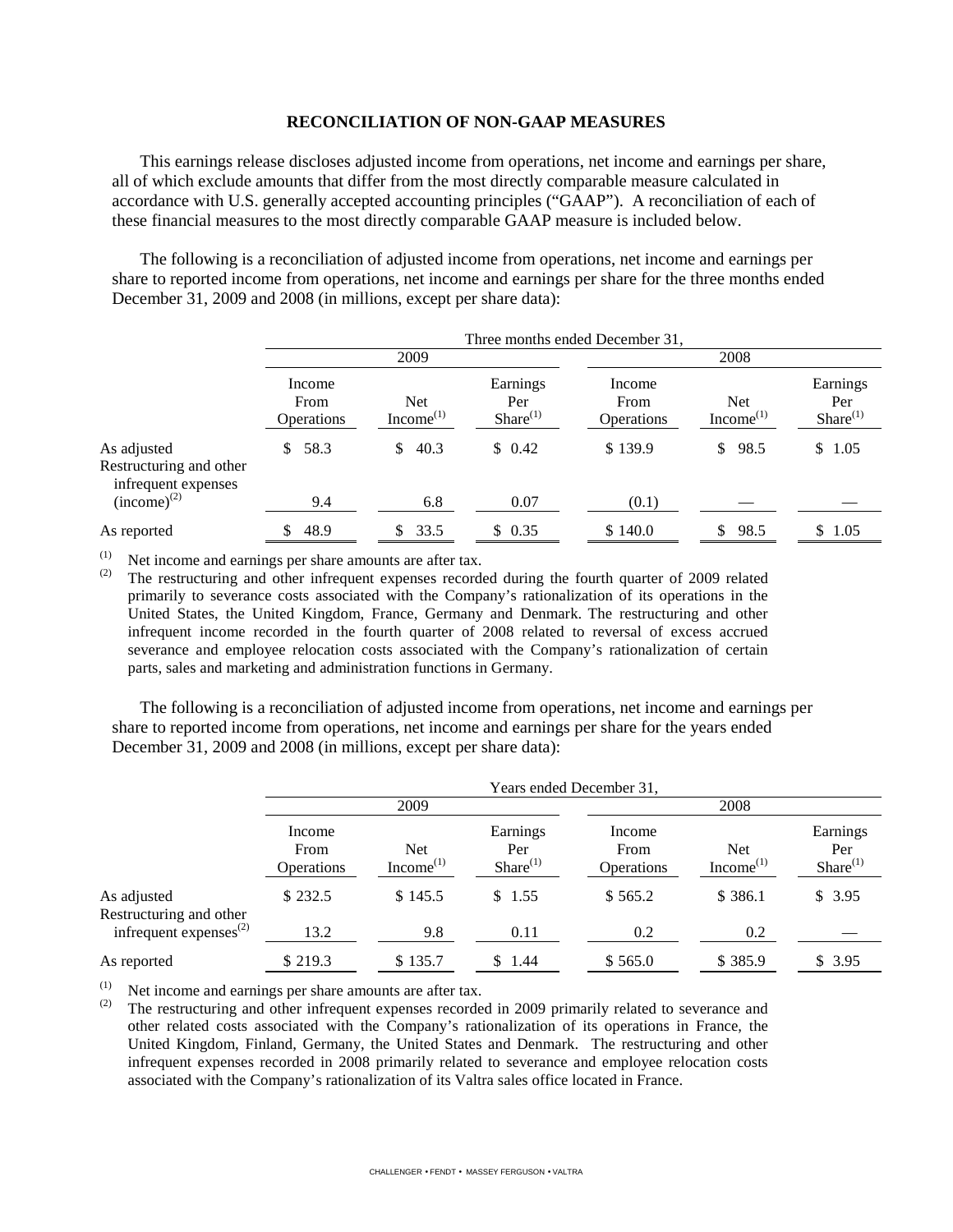## RECONCILIATION OF NON-GAAP MEASURES

This earnings release discloses adjusted income from operations, net income and earnings per share, all of which exclude amounts that differ from the most directly comparable measure calculated in accordance with U.S. generally accepted accounting principles ("GAAP"). A reconciliation of each of these financial measures to the most directly comparable GAAP measure is included below.

The following is a reconciliation of adjusted income from operations, net income and earnings per share to reported income from operations, net income and earnings per share for the three months ended December 31, 2009 and 2008 (in millions, except per share data):

| | Three months ended December 31, | | | | | |
|---|---|---|---|---|---|---|
| | 2009 | | | 2008 | | |
| | Income From Operations | Net Income[(1)] | Earnings Per Share[(1)] | Income From Operations | Net Income[(1)] | Earnings Per Share[(1)] |
| As adjusted | $ 58.3 | $ 40.3 | $ 0.42 | $ 139.9 | $ 98.5 | $ 1.05 |
| Restructuring and other infrequent expenses (income)[(2)] | 9.4 | 6.8 | 0.07 | (0.1) | — | — |
| As reported | $ 48.9 | $ 33.5 | $ 0.35 | $ 140.0 | $ 98.5 | $ 1.05 |

(1) Net income and earnings per share amounts are after tax.

(2) The restructuring and other infrequent expenses recorded during the fourth quarter of 2009 related primarily to severance costs associated with the Company's rationalization of its operations in the United States, the United Kingdom, France, Germany and Denmark. The restructuring and other infrequent income recorded in the fourth quarter of 2008 related to reversal of excess accrued severance and employee relocation costs associated with the Company's rationalization of certain parts, sales and marketing and administration functions in Germany.

The following is a reconciliation of adjusted income from operations, net income and earnings per share to reported income from operations, net income and earnings per share for the years ended December 31, 2009 and 2008 (in millions, except per share data):

| | Years ended December 31, | | | | | |
|---|---|---|---|---|---|---|
| | 2009 | | | 2008 | | |
| | Income From Operations | Net Income[(1)] | Earnings Per Share[(1)] | Income From Operations | Net Income[(1)] | Earnings Per Share[(1)] |
| As adjusted | $ 232.5 | $ 145.5 | $ 1.55 | $ 565.2 | $ 386.1 | $ 3.95 |
| Restructuring and other infrequent expenses[(2)] | 13.2 | 9.8 | 0.11 | 0.2 | 0.2 | — |
| As reported | $ 219.3 | $ 135.7 | $ 1.44 | $ 565.0 | $ 385.9 | $ 3.95 |

(1) Net income and earnings per share amounts are after tax.

(2) The restructuring and other infrequent expenses recorded in 2009 primarily related to severance and other related costs associated with the Company's rationalization of its operations in France, the United Kingdom, Finland, Germany, the United States and Denmark. The restructuring and other infrequent expenses recorded in 2008 primarily related to severance and employee relocation costs associated with the Company's rationalization of its Valtra sales office located in France.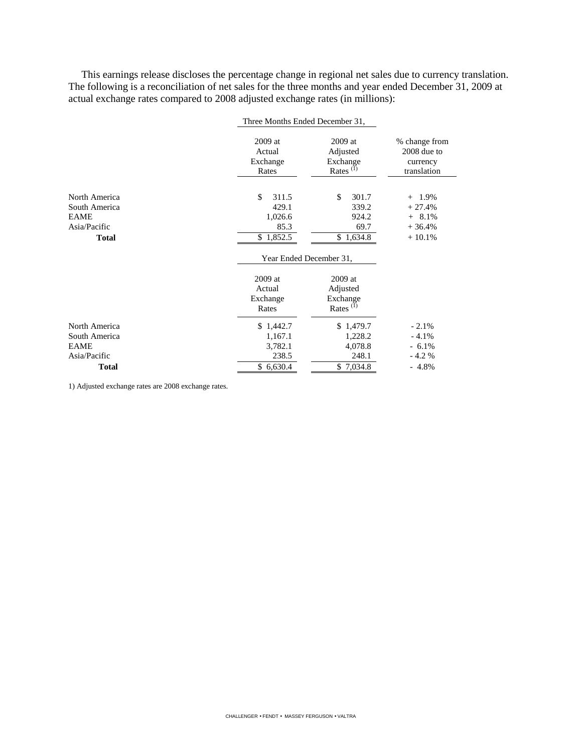This earnings release discloses the percentage change in regional net sales due to currency translation. The following is a reconciliation of net sales for the three months and year ended December 31, 2009 at actual exchange rates compared to 2008 adjusted exchange rates (in millions):

| | Three Months Ended December 31, | | |
|---|---|---|---|
| | 2009 at Actual Exchange Rates | 2009 at Adjusted Exchange Rates [(1)] | % change from 2008 due to currency translation |
| North America | $ 311.5 | $ 301.7 | + 1.9% |
| South America | 429.1 | 339.2 | + 27.4% |
| EAME | 1,026.6 | 924.2 | + 8.1% |
| Asia/Pacific | 85.3 | 69.7 | + 36.4% |
| **Total** | $ 1,852.5 | $ 1,634.8 | + 10.1% |

| | Year Ended December 31, | | |
|---|---|---|---|
| | 2009 at Actual Exchange Rates | 2009 at Adjusted Exchange Rates [(1)] | |
| North America | $ 1,442.7 | $ 1,479.7 | - 2.1% |
| South America | 1,167.1 | 1,228.2 | - 4.1% |
| EAME | 3,782.1 | 4,078.8 | - 6.1% |
| Asia/Pacific | 238.5 | 248.1 | - 4.2 % |
| **Total** | $ 6,630.4 | $ 7,034.8 | - 4.8% |

1) Adjusted exchange rates are 2008 exchange rates.

CHALLENGER • FENDT • MASSEY FERGUSON • VALTRA